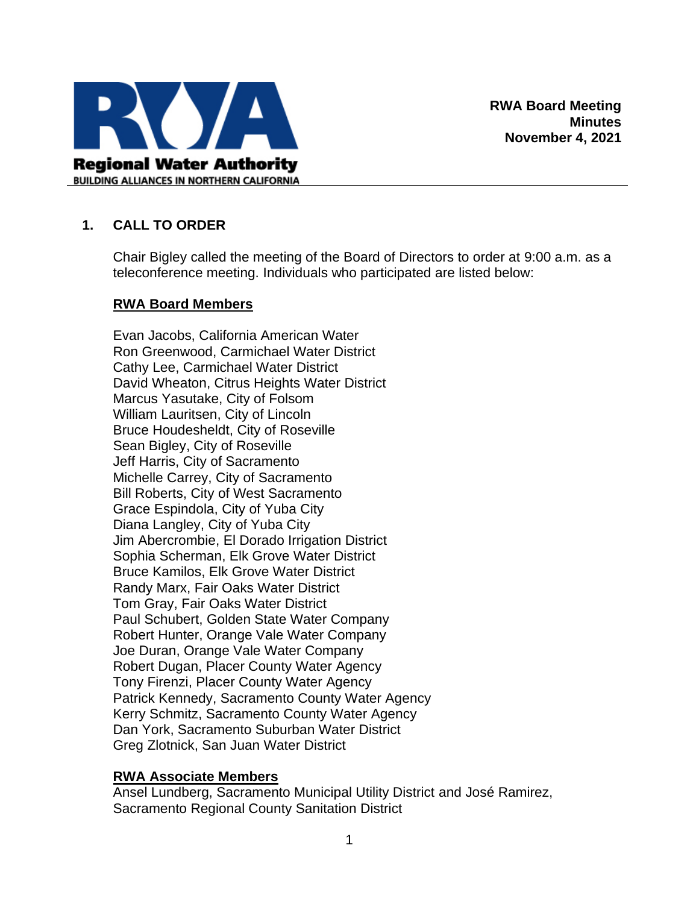**Regional Water Authority**
BUILDING ALLIANCES IN NORTHERN CALIFORNIA

**RWA Board Meeting Minutes November 4, 2021**

## 1. CALL TO ORDER

Chair Bigley called the meeting of the Board of Directors to order at 9:00 a.m. as a teleconference meeting. Individuals who participated are listed below:

**RWA Board Members**

Evan Jacobs, California American Water
Ron Greenwood, Carmichael Water District
Cathy Lee, Carmichael Water District
David Wheaton, Citrus Heights Water District
Marcus Yasutake, City of Folsom
William Lauritsen, City of Lincoln
Bruce Houdesheldt, City of Roseville
Sean Bigley, City of Roseville
Jeff Harris, City of Sacramento
Michelle Carrey, City of Sacramento
Bill Roberts, City of West Sacramento
Grace Espindola, City of Yuba City
Diana Langley, City of Yuba City
Jim Abercrombie, El Dorado Irrigation District
Sophia Scherman, Elk Grove Water District
Bruce Kamilos, Elk Grove Water District
Randy Marx, Fair Oaks Water District
Tom Gray, Fair Oaks Water District
Paul Schubert, Golden State Water Company
Robert Hunter, Orange Vale Water Company
Joe Duran, Orange Vale Water Company
Robert Dugan, Placer County Water Agency
Tony Firenzi, Placer County Water Agency
Patrick Kennedy, Sacramento County Water Agency
Kerry Schmitz, Sacramento County Water Agency
Dan York, Sacramento Suburban Water District
Greg Zlotnick, San Juan Water District

**RWA Associate Members**

Ansel Lundberg, Sacramento Municipal Utility District and José Ramirez, Sacramento Regional County Sanitation District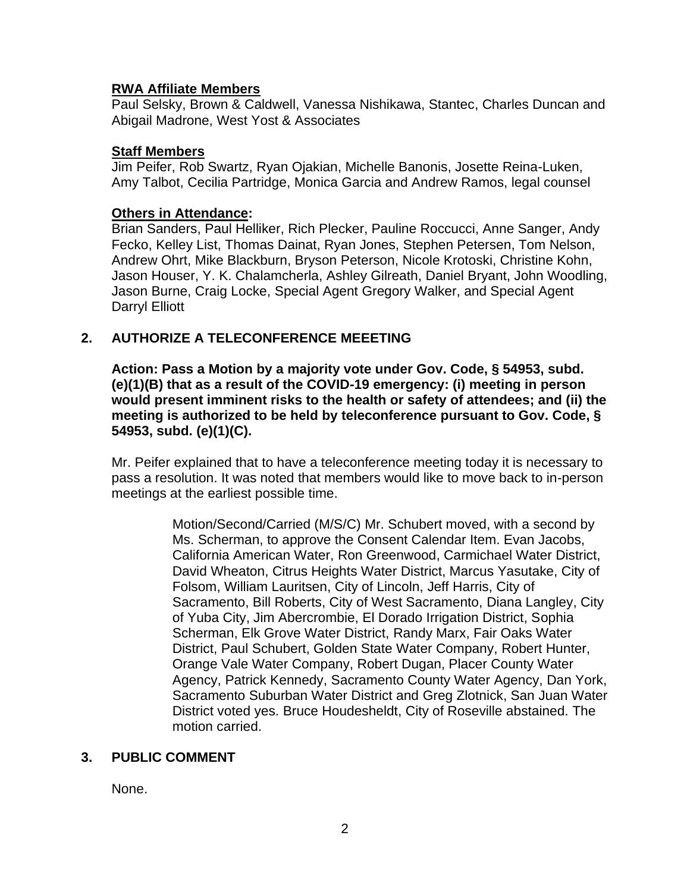**RWA Affiliate Members**

Paul Selsky, Brown & Caldwell, Vanessa Nishikawa, Stantec, Charles Duncan and Abigail Madrone, West Yost & Associates

**Staff Members**

Jim Peifer, Rob Swartz, Ryan Ojakian, Michelle Banonis, Josette Reina-Luken, Amy Talbot, Cecilia Partridge, Monica Garcia and Andrew Ramos, legal counsel

**Others in Attendance:**

Brian Sanders, Paul Helliker, Rich Plecker, Pauline Roccucci, Anne Sanger, Andy Fecko, Kelley List, Thomas Dainat, Ryan Jones, Stephen Petersen, Tom Nelson, Andrew Ohrt, Mike Blackburn, Bryson Peterson, Nicole Krotoski, Christine Kohn, Jason Houser, Y. K. Chalamcherla, Ashley Gilreath, Daniel Bryant, John Woodling, Jason Burne, Craig Locke, Special Agent Gregory Walker, and Special Agent Darryl Elliott

## 2. AUTHORIZE A TELECONFERENCE MEEETING

**Action: Pass a Motion by a majority vote under Gov. Code, § 54953, subd. (e)(1)(B) that as a result of the COVID-19 emergency: (i) meeting in person would present imminent risks to the health or safety of attendees; and (ii) the meeting is authorized to be held by teleconference pursuant to Gov. Code, § 54953, subd. (e)(1)(C).**

Mr. Peifer explained that to have a teleconference meeting today it is necessary to pass a resolution. It was noted that members would like to move back to in-person meetings at the earliest possible time.

> Motion/Second/Carried (M/S/C) Mr. Schubert moved, with a second by Ms. Scherman, to approve the Consent Calendar Item. Evan Jacobs, California American Water, Ron Greenwood, Carmichael Water District, David Wheaton, Citrus Heights Water District, Marcus Yasutake, City of Folsom, William Lauritsen, City of Lincoln, Jeff Harris, City of Sacramento, Bill Roberts, City of West Sacramento, Diana Langley, City of Yuba City, Jim Abercrombie, El Dorado Irrigation District, Sophia Scherman, Elk Grove Water District, Randy Marx, Fair Oaks Water District, Paul Schubert, Golden State Water Company, Robert Hunter, Orange Vale Water Company, Robert Dugan, Placer County Water Agency, Patrick Kennedy, Sacramento County Water Agency, Dan York, Sacramento Suburban Water District and Greg Zlotnick, San Juan Water District voted yes. Bruce Houdesheldt, City of Roseville abstained. The motion carried.

## 3. PUBLIC COMMENT

None.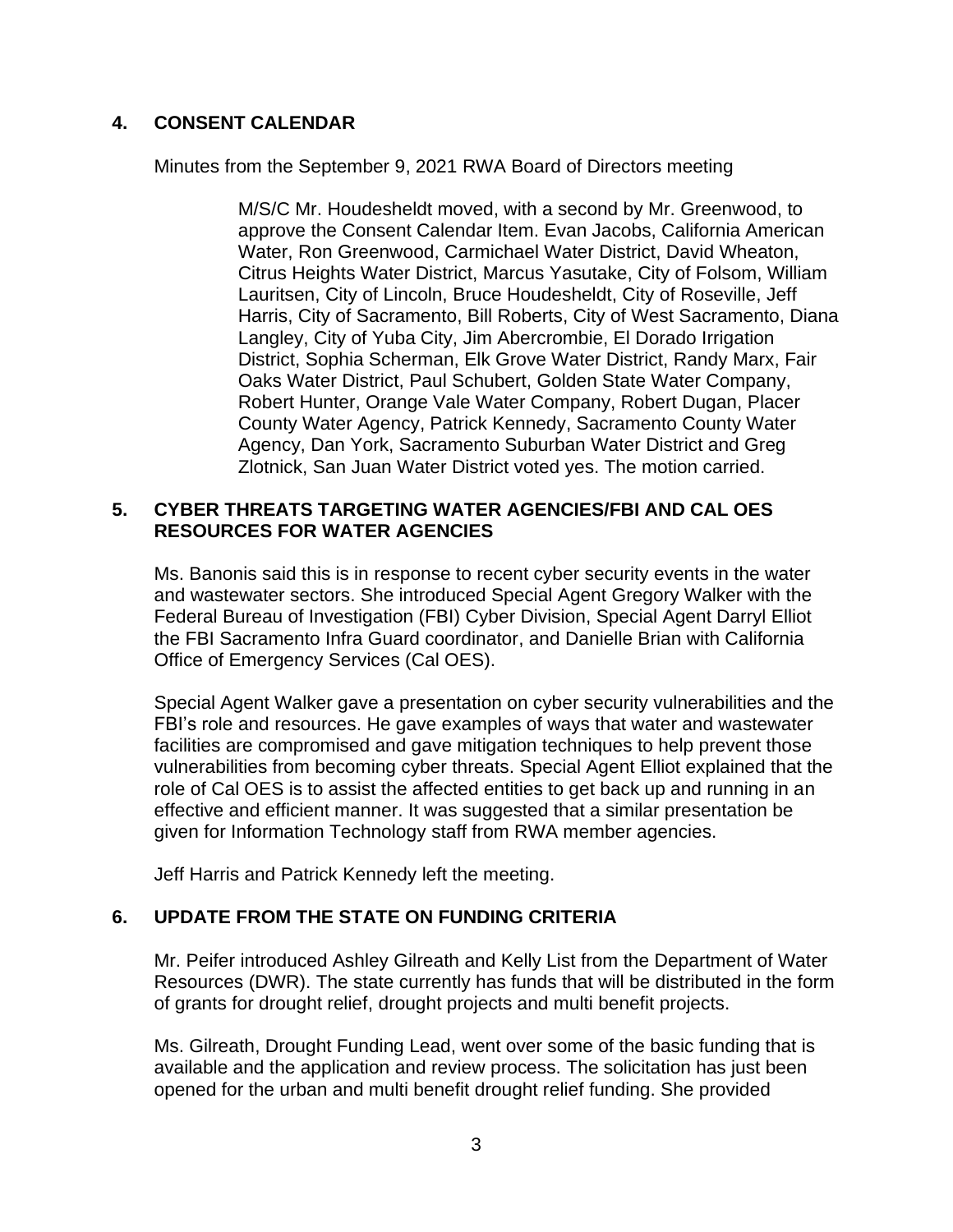## 4. CONSENT CALENDAR

Minutes from the September 9, 2021 RWA Board of Directors meeting

> M/S/C Mr. Houdesheldt moved, with a second by Mr. Greenwood, to approve the Consent Calendar Item. Evan Jacobs, California American Water, Ron Greenwood, Carmichael Water District, David Wheaton, Citrus Heights Water District, Marcus Yasutake, City of Folsom, William Lauritsen, City of Lincoln, Bruce Houdesheldt, City of Roseville, Jeff Harris, City of Sacramento, Bill Roberts, City of West Sacramento, Diana Langley, City of Yuba City, Jim Abercrombie, El Dorado Irrigation District, Sophia Scherman, Elk Grove Water District, Randy Marx, Fair Oaks Water District, Paul Schubert, Golden State Water Company, Robert Hunter, Orange Vale Water Company, Robert Dugan, Placer County Water Agency, Patrick Kennedy, Sacramento County Water Agency, Dan York, Sacramento Suburban Water District and Greg Zlotnick, San Juan Water District voted yes. The motion carried.

## 5. CYBER THREATS TARGETING WATER AGENCIES/FBI AND CAL OES RESOURCES FOR WATER AGENCIES

Ms. Banonis said this is in response to recent cyber security events in the water and wastewater sectors. She introduced Special Agent Gregory Walker with the Federal Bureau of Investigation (FBI) Cyber Division, Special Agent Darryl Elliot the FBI Sacramento Infra Guard coordinator, and Danielle Brian with California Office of Emergency Services (Cal OES).

Special Agent Walker gave a presentation on cyber security vulnerabilities and the FBI's role and resources. He gave examples of ways that water and wastewater facilities are compromised and gave mitigation techniques to help prevent those vulnerabilities from becoming cyber threats. Special Agent Elliot explained that the role of Cal OES is to assist the affected entities to get back up and running in an effective and efficient manner. It was suggested that a similar presentation be given for Information Technology staff from RWA member agencies.

Jeff Harris and Patrick Kennedy left the meeting.

## 6. UPDATE FROM THE STATE ON FUNDING CRITERIA

Mr. Peifer introduced Ashley Gilreath and Kelly List from the Department of Water Resources (DWR). The state currently has funds that will be distributed in the form of grants for drought relief, drought projects and multi benefit projects.

Ms. Gilreath, Drought Funding Lead, went over some of the basic funding that is available and the application and review process. The solicitation has just been opened for the urban and multi benefit drought relief funding. She provided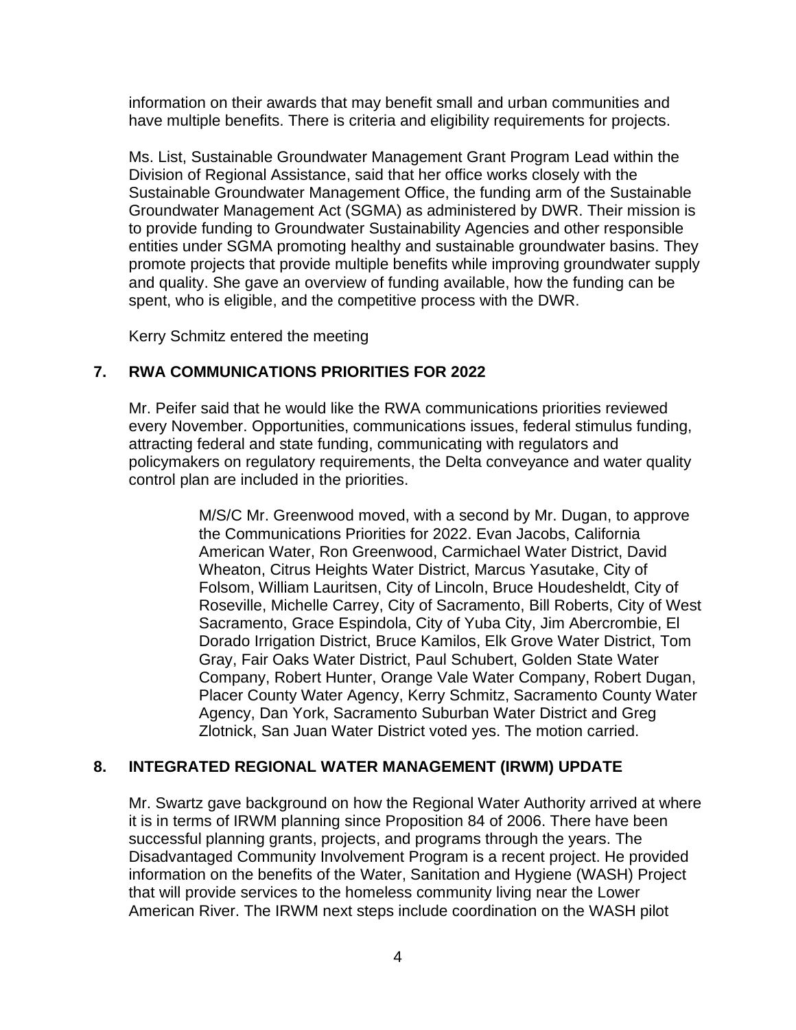information on their awards that may benefit small and urban communities and have multiple benefits. There is criteria and eligibility requirements for projects.

Ms. List, Sustainable Groundwater Management Grant Program Lead within the Division of Regional Assistance, said that her office works closely with the Sustainable Groundwater Management Office, the funding arm of the Sustainable Groundwater Management Act (SGMA) as administered by DWR. Their mission is to provide funding to Groundwater Sustainability Agencies and other responsible entities under SGMA promoting healthy and sustainable groundwater basins. They promote projects that provide multiple benefits while improving groundwater supply and quality. She gave an overview of funding available, how the funding can be spent, who is eligible, and the competitive process with the DWR.

Kerry Schmitz entered the meeting

## 7. RWA COMMUNICATIONS PRIORITIES FOR 2022

Mr. Peifer said that he would like the RWA communications priorities reviewed every November. Opportunities, communications issues, federal stimulus funding, attracting federal and state funding, communicating with regulators and policymakers on regulatory requirements, the Delta conveyance and water quality control plan are included in the priorities.

> M/S/C Mr. Greenwood moved, with a second by Mr. Dugan, to approve the Communications Priorities for 2022. Evan Jacobs, California American Water, Ron Greenwood, Carmichael Water District, David Wheaton, Citrus Heights Water District, Marcus Yasutake, City of Folsom, William Lauritsen, City of Lincoln, Bruce Houdesheldt, City of Roseville, Michelle Carrey, City of Sacramento, Bill Roberts, City of West Sacramento, Grace Espindola, City of Yuba City, Jim Abercrombie, El Dorado Irrigation District, Bruce Kamilos, Elk Grove Water District, Tom Gray, Fair Oaks Water District, Paul Schubert, Golden State Water Company, Robert Hunter, Orange Vale Water Company, Robert Dugan, Placer County Water Agency, Kerry Schmitz, Sacramento County Water Agency, Dan York, Sacramento Suburban Water District and Greg Zlotnick, San Juan Water District voted yes. The motion carried.

## 8. INTEGRATED REGIONAL WATER MANAGEMENT (IRWM) UPDATE

Mr. Swartz gave background on how the Regional Water Authority arrived at where it is in terms of IRWM planning since Proposition 84 of 2006. There have been successful planning grants, projects, and programs through the years. The Disadvantaged Community Involvement Program is a recent project. He provided information on the benefits of the Water, Sanitation and Hygiene (WASH) Project that will provide services to the homeless community living near the Lower American River. The IRWM next steps include coordination on the WASH pilot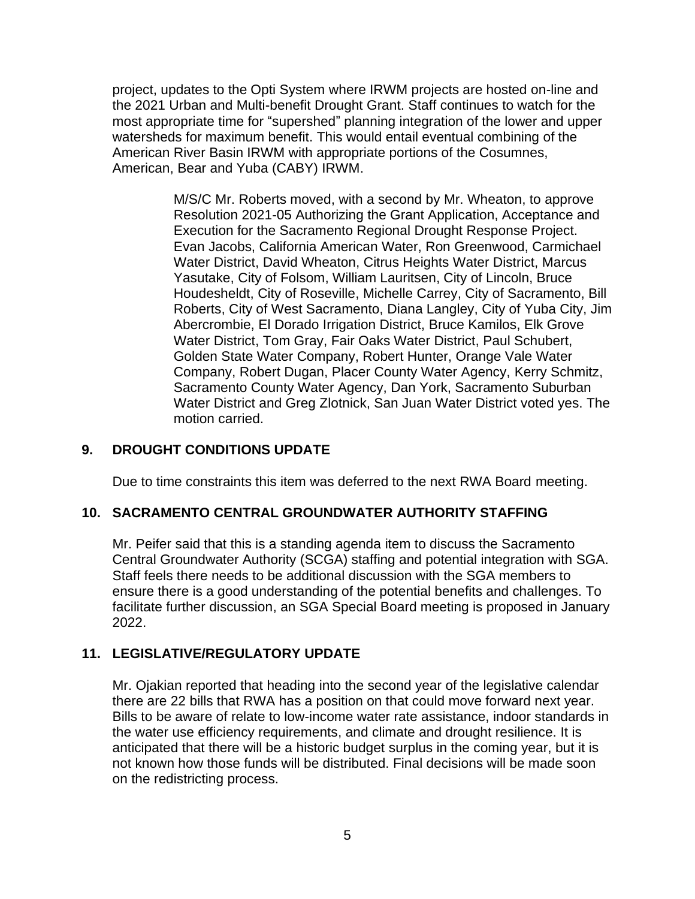project, updates to the Opti System where IRWM projects are hosted on-line and the 2021 Urban and Multi-benefit Drought Grant. Staff continues to watch for the most appropriate time for "supershed" planning integration of the lower and upper watersheds for maximum benefit. This would entail eventual combining of the American River Basin IRWM with appropriate portions of the Cosumnes, American, Bear and Yuba (CABY) IRWM.

> M/S/C Mr. Roberts moved, with a second by Mr. Wheaton, to approve Resolution 2021-05 Authorizing the Grant Application, Acceptance and Execution for the Sacramento Regional Drought Response Project. Evan Jacobs, California American Water, Ron Greenwood, Carmichael Water District, David Wheaton, Citrus Heights Water District, Marcus Yasutake, City of Folsom, William Lauritsen, City of Lincoln, Bruce Houdesheldt, City of Roseville, Michelle Carrey, City of Sacramento, Bill Roberts, City of West Sacramento, Diana Langley, City of Yuba City, Jim Abercrombie, El Dorado Irrigation District, Bruce Kamilos, Elk Grove Water District, Tom Gray, Fair Oaks Water District, Paul Schubert, Golden State Water Company, Robert Hunter, Orange Vale Water Company, Robert Dugan, Placer County Water Agency, Kerry Schmitz, Sacramento County Water Agency, Dan York, Sacramento Suburban Water District and Greg Zlotnick, San Juan Water District voted yes. The motion carried.

## 9. DROUGHT CONDITIONS UPDATE

Due to time constraints this item was deferred to the next RWA Board meeting.

## 10. SACRAMENTO CENTRAL GROUNDWATER AUTHORITY STAFFING

Mr. Peifer said that this is a standing agenda item to discuss the Sacramento Central Groundwater Authority (SCGA) staffing and potential integration with SGA. Staff feels there needs to be additional discussion with the SGA members to ensure there is a good understanding of the potential benefits and challenges. To facilitate further discussion, an SGA Special Board meeting is proposed in January 2022.

## 11. LEGISLATIVE/REGULATORY UPDATE

Mr. Ojakian reported that heading into the second year of the legislative calendar there are 22 bills that RWA has a position on that could move forward next year. Bills to be aware of relate to low-income water rate assistance, indoor standards in the water use efficiency requirements, and climate and drought resilience. It is anticipated that there will be a historic budget surplus in the coming year, but it is not known how those funds will be distributed. Final decisions will be made soon on the redistricting process.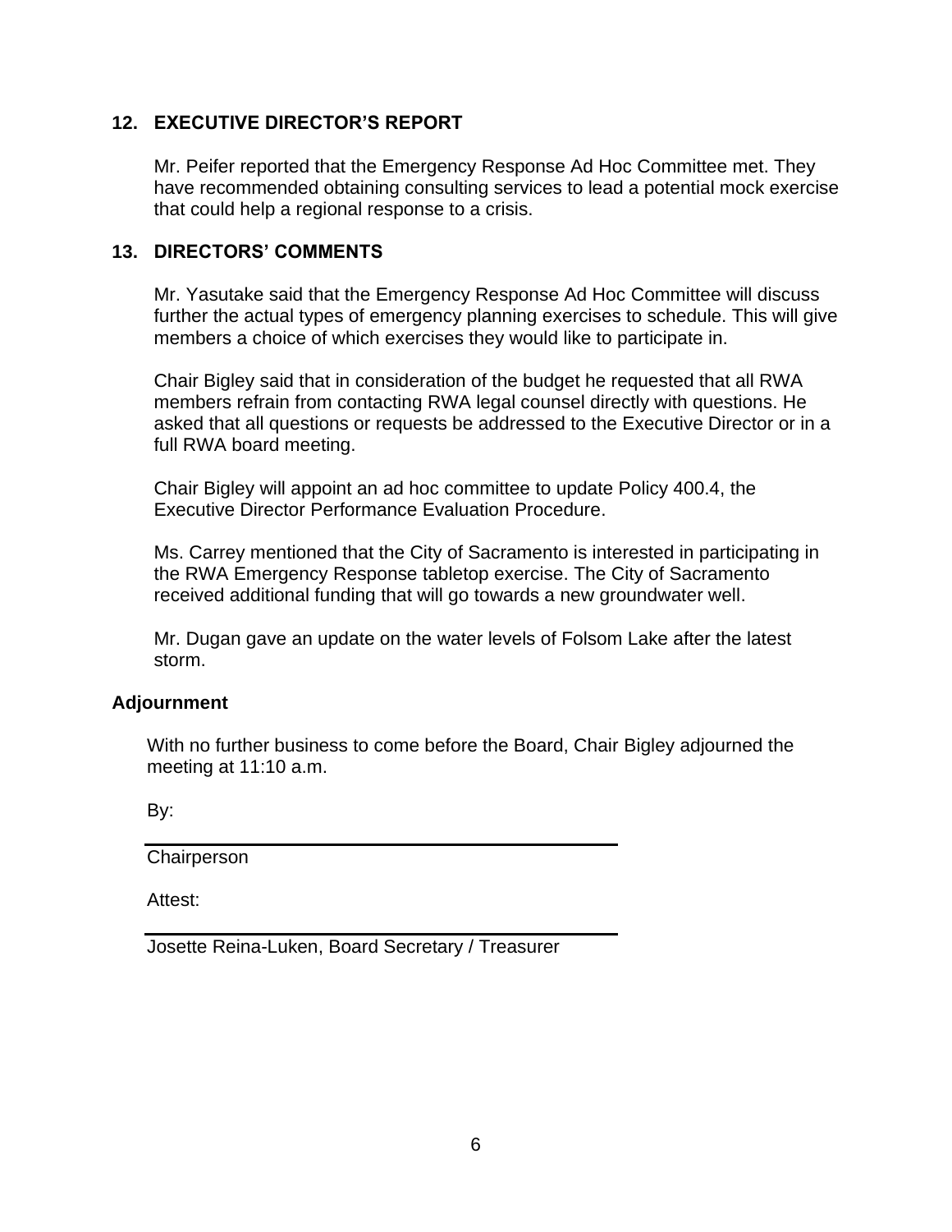## 12. EXECUTIVE DIRECTOR'S REPORT

Mr. Peifer reported that the Emergency Response Ad Hoc Committee met. They have recommended obtaining consulting services to lead a potential mock exercise that could help a regional response to a crisis.

## 13. DIRECTORS' COMMENTS

Mr. Yasutake said that the Emergency Response Ad Hoc Committee will discuss further the actual types of emergency planning exercises to schedule. This will give members a choice of which exercises they would like to participate in.

Chair Bigley said that in consideration of the budget he requested that all RWA members refrain from contacting RWA legal counsel directly with questions. He asked that all questions or requests be addressed to the Executive Director or in a full RWA board meeting.

Chair Bigley will appoint an ad hoc committee to update Policy 400.4, the Executive Director Performance Evaluation Procedure.

Ms. Carrey mentioned that the City of Sacramento is interested in participating in the RWA Emergency Response tabletop exercise. The City of Sacramento received additional funding that will go towards a new groundwater well.

Mr. Dugan gave an update on the water levels of Folsom Lake after the latest storm.

## Adjournment

With no further business to come before the Board, Chair Bigley adjourned the meeting at 11:10 a.m.

By:

\_\_\_\_\_\_\_\_\_\_\_\_\_\_\_\_\_\_\_\_\_\_\_\_\_\_\_\_\_\_\_\_\_\_\_\_\_\_\_\_

Chairperson

Attest:

\_\_\_\_\_\_\_\_\_\_\_\_\_\_\_\_\_\_\_\_\_\_\_\_\_\_\_\_\_\_\_\_\_\_\_\_\_\_\_\_

Josette Reina-Luken, Board Secretary / Treasurer